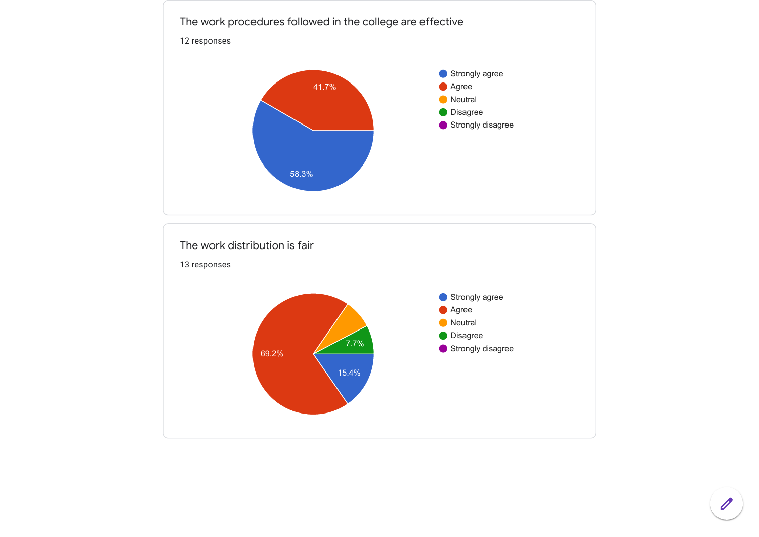## The work procedures followed in the college are effective

12 responses

- Strongly agree: 58.3%
- Agree: 41.7%
- Neutral
- Disagree
- Strongly disagree

## The work distribution is fair

13 responses

- Strongly agree: 15.4%
- Agree: 69.2%
- Neutral
- Disagree: 7.7%
- Strongly disagree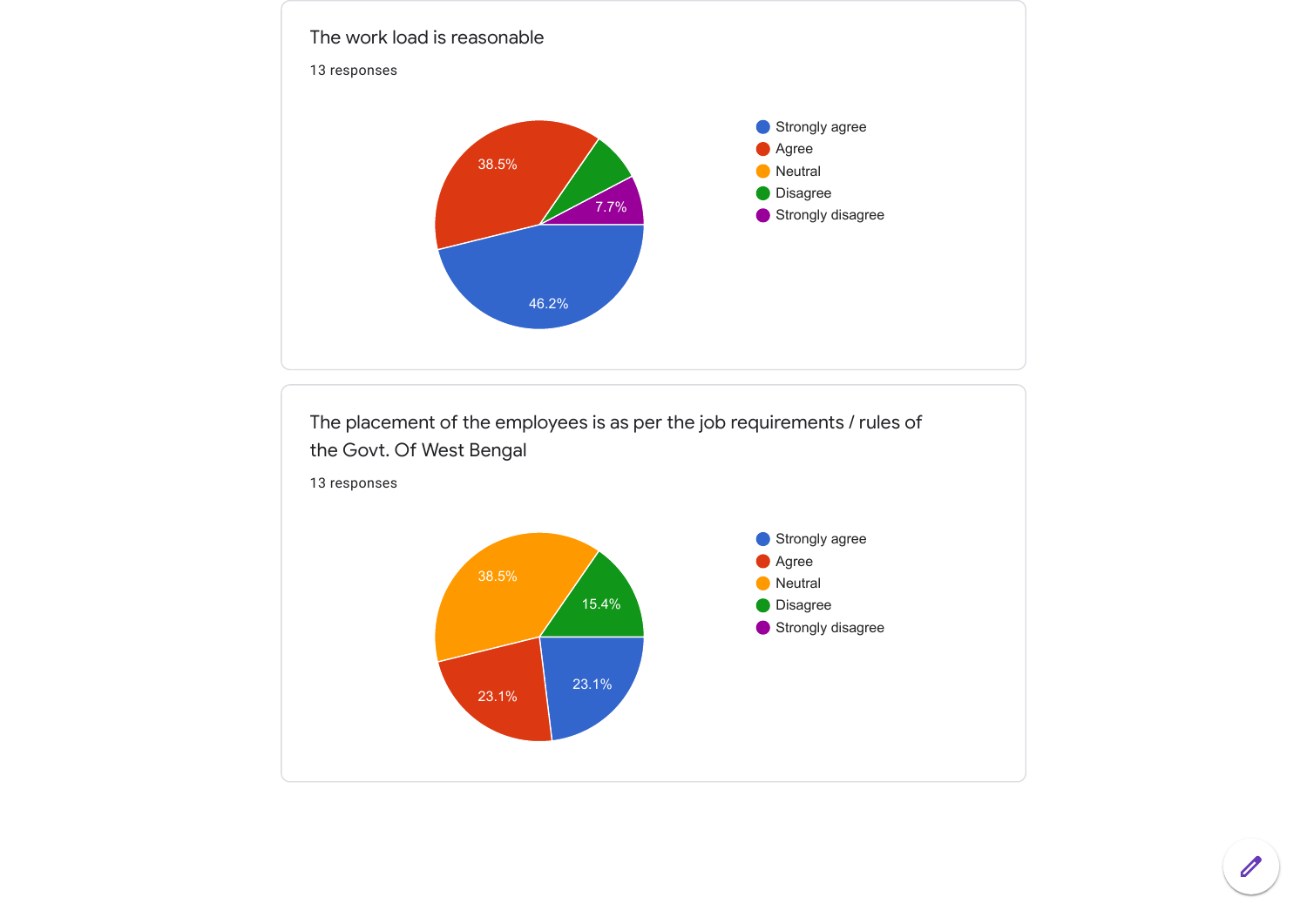## The work load is reasonable

13 responses

- Strongly agree: 46.2%
- Agree: 38.5%
- Neutral
- Disagree
- Strongly disagree: 7.7%

## The placement of the employees is as per the job requirements / rules of the Govt. Of West Bengal

13 responses

- Strongly agree: 23.1%
- Agree: 23.1%
- Neutral: 38.5%
- Disagree: 15.4%
- Strongly disagree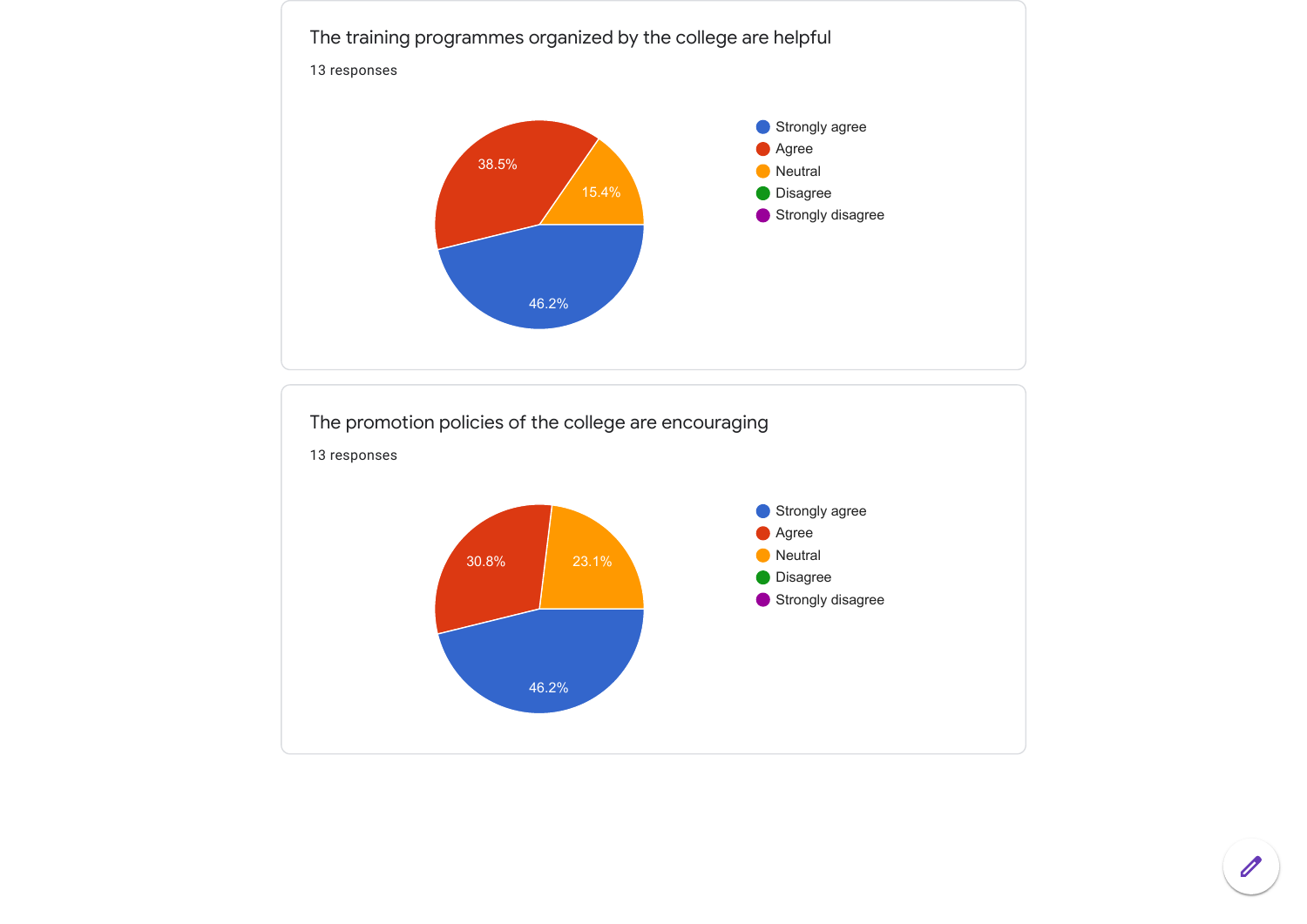## The training programmes organized by the college are helpful

13 responses

| Response | Percentage |
| --- | --- |
| Strongly agree | 46.2% |
| Agree | 38.5% |
| Neutral | 15.4% |
| Disagree | |
| Strongly disagree | |

## The promotion policies of the college are encouraging

13 responses

| Response | Percentage |
| --- | --- |
| Strongly agree | 46.2% |
| Agree | 30.8% |
| Neutral | 23.1% |
| Disagree | |
| Strongly disagree | |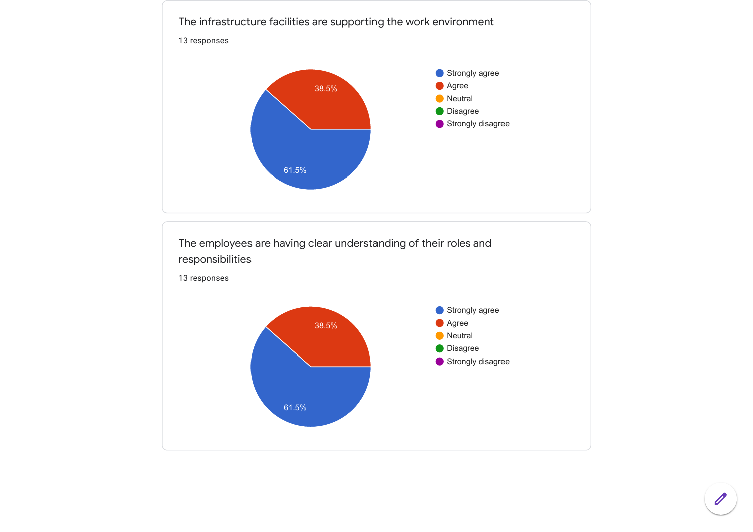The infrastructure facilities are supporting the work environment

13 responses

- Strongly agree: 61.5%
- Agree: 38.5%
- Neutral
- Disagree
- Strongly disagree

The employees are having clear understanding of their roles and responsibilities

13 responses

- Strongly agree: 61.5%
- Agree: 38.5%
- Neutral
- Disagree
- Strongly disagree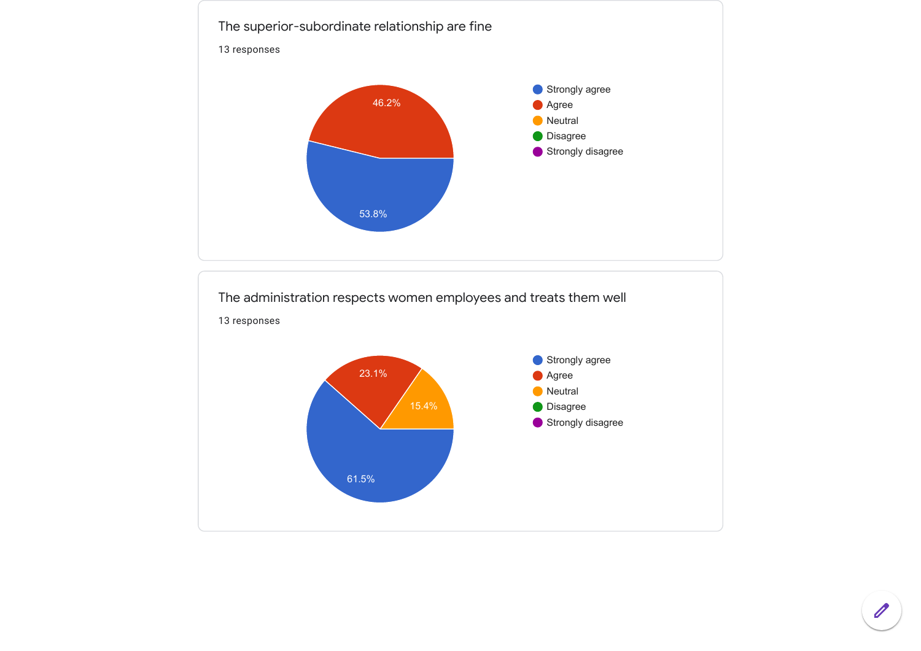The superior-subordinate relationship are fine

13 responses

| Response | Percentage |
| --- | --- |
| Strongly agree | 53.8% |
| Agree | 46.2% |
| Neutral | |
| Disagree | |
| Strongly disagree | |

The administration respects women employees and treats them well

13 responses

| Response | Percentage |
| --- | --- |
| Strongly agree | 61.5% |
| Agree | 23.1% |
| Neutral | 15.4% |
| Disagree | |
| Strongly disagree | |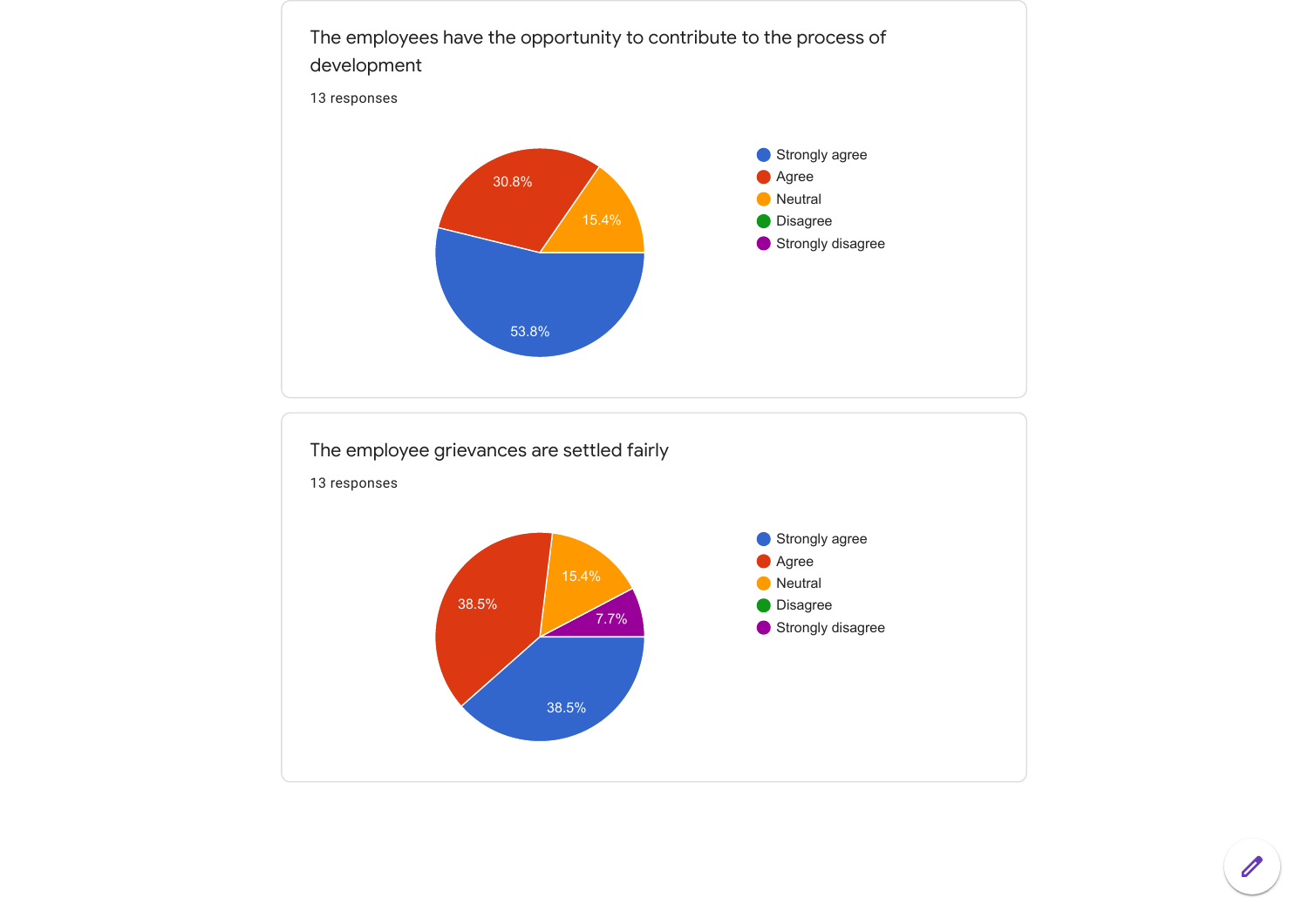The employees have the opportunity to contribute to the process of development

13 responses

| Response | Percentage |
| --- | --- |
| Strongly agree | 53.8% |
| Agree | 30.8% |
| Neutral | 15.4% |
| Disagree | |
| Strongly disagree | |

The employee grievances are settled fairly

13 responses

| Response | Percentage |
| --- | --- |
| Strongly agree | 38.5% |
| Agree | 38.5% |
| Neutral | 15.4% |
| Disagree | |
| Strongly disagree | 7.7% |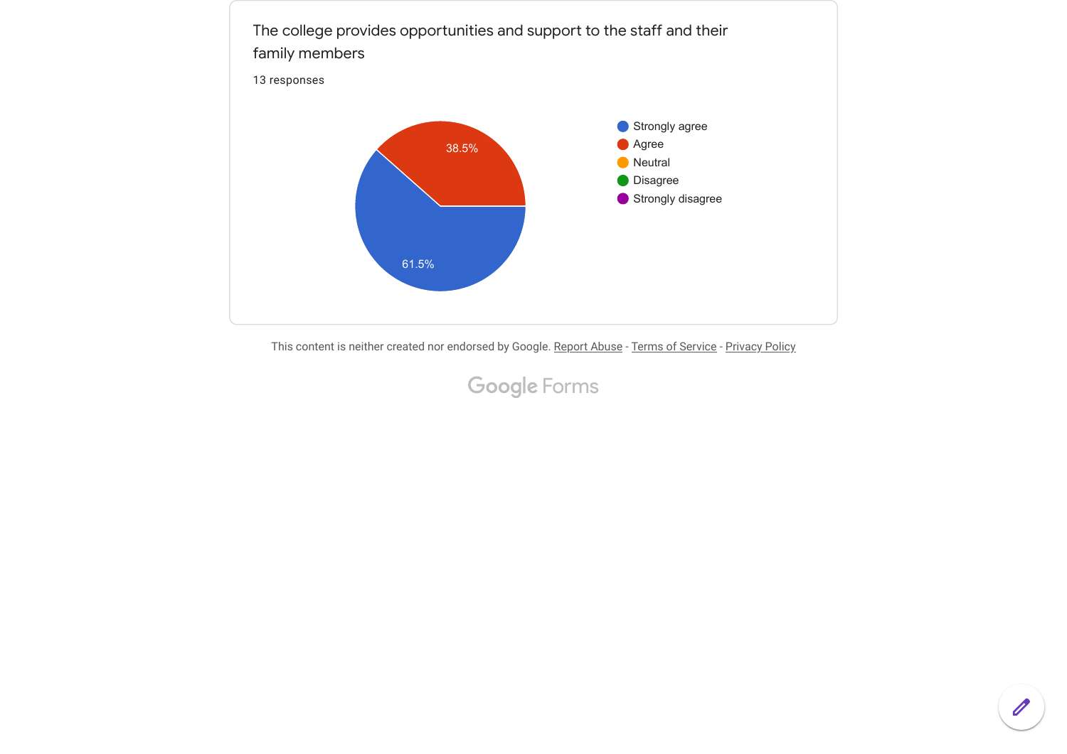The college provides opportunities and support to the staff and their family members

13 responses

38.5%

61.5%

Strongly agree

Agree

Neutral

Disagree

Strongly disagree

This content is neither created nor endorsed by Google. Report Abuse - Terms of Service - Privacy Policy

Google Forms